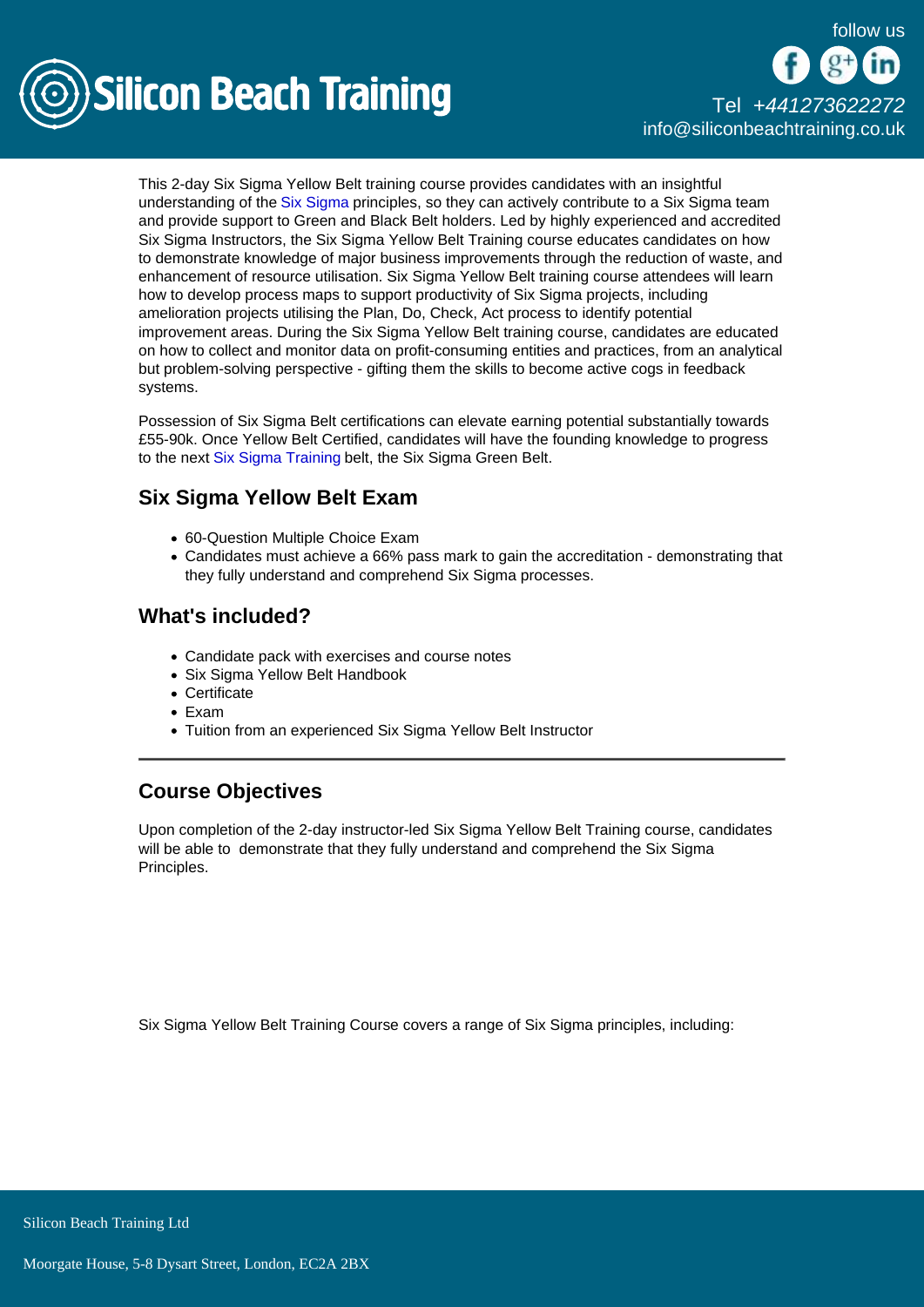This 2-day Six Sigma Yellow Belt training course provides candidates with an insightful understanding of the Six Sigma principles, so they can actively contribute to a Six Sigma team and provide support to Green and Black Belt holders. Led by highly experienced and accredited Six Sigma Instructors, the Six Sigma Yellow Belt Training course educates candidates on how to demonstrate knowledge of major business improvements through the reduction of waste, and enhancement of resource utilisation. Six Sigma Yellow Belt training course attendees will learn how to develop process maps to support productivity of Six Sigma projects, including amelioration projects utilising the Plan, Do, Check, Act process to identify potential improvement areas. During the Six Sigma Yellow Belt training course, candidates are educated on how to collect and monitor data on profit-consuming entities and practices, from an analytical but problem-solving perspective - gifting them the skills to become active cogs in feedback systems.

Possession of Six Sigma Belt certifications can elevate earning potential substantially towards £55-90k. Once Yellow Belt Certified, candidates will have the founding knowledge to progress to the next Six Sigma Training belt, the Six Sigma Green Belt.

## Six Sigma Yellow Belt Exam

- 60-Question Multiple Choice Exam
- Candidates must achieve a 66% pass mark to gain the accreditation - demonstrating that they fully understand and comprehend Six Sigma processes.

## What's included?

- Candidate pack with exercises and course notes
- Six Sigma Yellow Belt Handbook
- Certificate
- Exam
- Tuition from an experienced Six Sigma Yellow Belt Instructor

---

## Course Objectives

Upon completion of the 2-day instructor-led Six Sigma Yellow Belt Training course, candidates will be able to demonstrate that they fully understand and comprehend the Six Sigma Principles.

Six Sigma Yellow Belt Training Course covers a range of Six Sigma principles, including: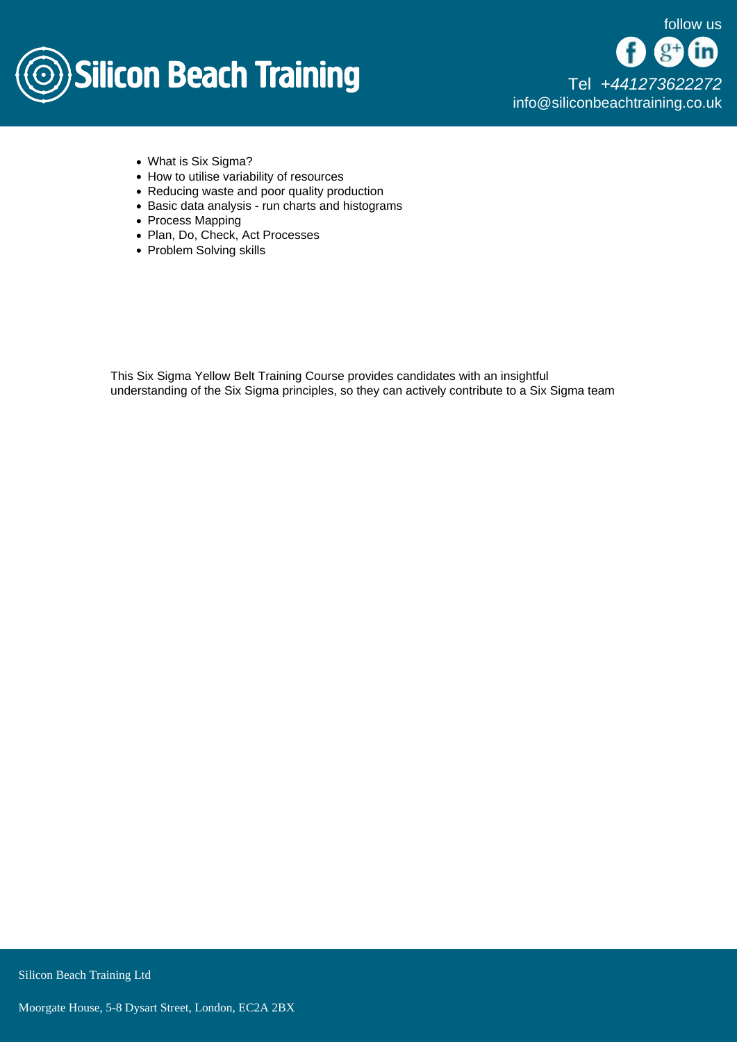- What is Six Sigma?
- How to utilise variability of resources
- Reducing waste and poor quality production
- Basic data analysis - run charts and histograms
- Process Mapping
- Plan, Do, Check, Act Processes
- Problem Solving skills

This Six Sigma Yellow Belt Training Course provides candidates with an insightful understanding of the Six Sigma principles, so they can actively contribute to a Six Sigma team